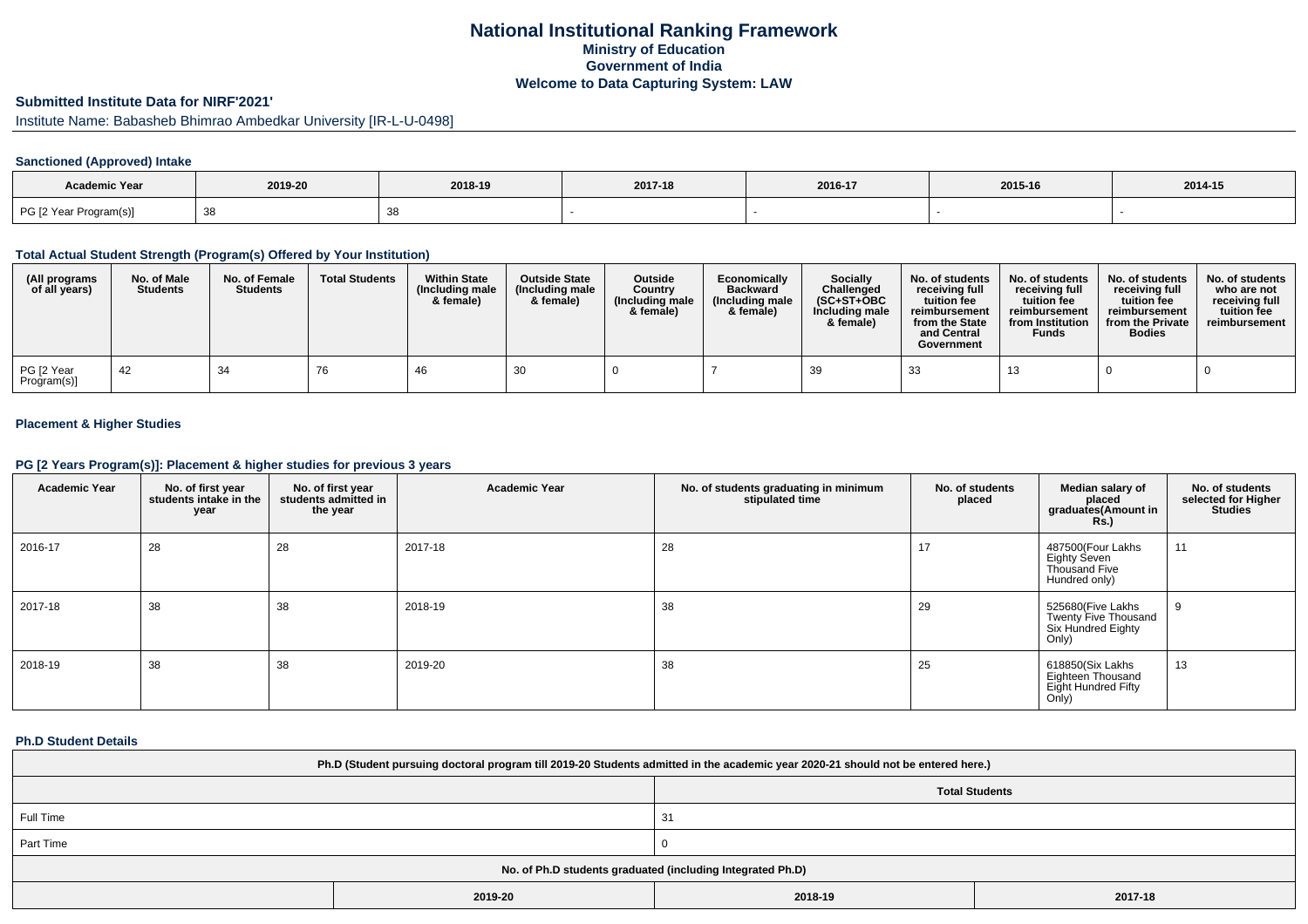# National Institutional Ranking Framework
## Ministry of Education
## Government of India
## Welcome to Data Capturing System: LAW

### Submitted Institute Data for NIRF'2021'

Institute Name: Babasheb Bhimrao Ambedkar University [IR-L-U-0498]

#### Sanctioned (Approved) Intake

| Academic Year | 2019-20 | 2018-19 | 2017-18 | 2016-17 | 2015-16 | 2014-15 |
|---|---|---|---|---|---|---|
| PG [2 Year Program(s)] | 38 | 38 | - | - | - | - |

#### Total Actual Student Strength (Program(s) Offered by Your Institution)

| (All programs of all years) | No. of Male Students | No. of Female Students | Total Students | Within State (Including male & female) | Outside State (Including male & female) | Outside Country (Including male & female) | Economically Backward (Including male & female) | Socially Challenged (SC+ST+OBC Including male & female) | No. of students receiving full tuition fee reimbursement from the State and Central Government | No. of students receiving full tuition fee reimbursement from Institution Funds | No. of students receiving full tuition fee reimbursement from the Private Bodies | No. of students who are not receiving full tuition fee reimbursement |
|---|---|---|---|---|---|---|---|---|---|---|---|---|
| PG [2 Year Program(s)] | 42 | 34 | 76 | 46 | 30 | 0 | 7 | 39 | 33 | 13 | 0 | 0 |

#### Placement & Higher Studies

#### PG [2 Years Program(s)]: Placement & higher studies for previous 3 years

| Academic Year | No. of first year students intake in the year | No. of first year students admitted in the year | Academic Year | No. of students graduating in minimum stipulated time | No. of students placed | Median salary of placed graduates(Amount in Rs.) | No. of students selected for Higher Studies |
|---|---|---|---|---|---|---|---|
| 2016-17 | 28 | 28 | 2017-18 | 28 | 17 | 487500(Four Lakhs Eighty Seven Thousand Five Hundred only) | 11 |
| 2017-18 | 38 | 38 | 2018-19 | 38 | 29 | 525680(Five Lakhs Twenty Five Thousand Six Hundred Eighty Only) | 9 |
| 2018-19 | 38 | 38 | 2019-20 | 38 | 25 | 618850(Six Lakhs Eighteen Thousand Eight Hundred Fifty Only) | 13 |

#### Ph.D Student Details

| Ph.D (Student pursuing doctoral program till 2019-20 Students admitted in the academic year 2020-21 should not be entered here.) | | |
|---|---|---|
| | Total Students | |
| Full Time | 31 | |
| Part Time | 0 | |
| No. of Ph.D students graduated (including Integrated Ph.D) | | |
| 2019-20 | 2018-19 | 2017-18 |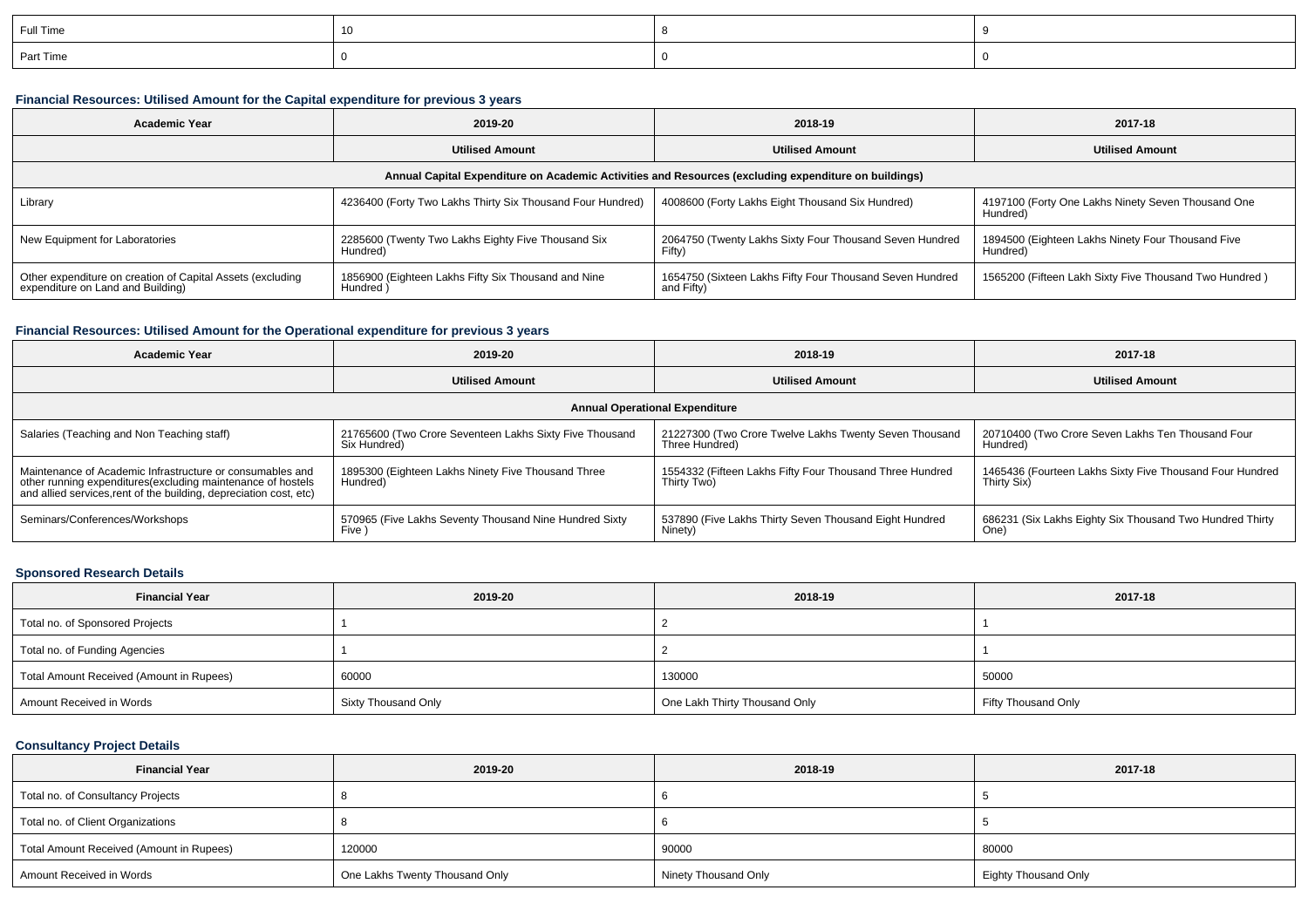| Full Time | 10 | 8 | 9 |
|---|---|---|---|
| Part Time | 0 | 0 | 0 |

### Financial Resources: Utilised Amount for the Capital expenditure for previous 3 years

| Academic Year | 2019-20 | 2018-19 | 2017-18 |
|---|---|---|---|
| | Utilised Amount | Utilised Amount | Utilised Amount |
| Annual Capital Expenditure on Academic Activities and Resources (excluding expenditure on buildings) | | | |
| Library | 4236400 (Forty Two Lakhs Thirty Six Thousand Four Hundred) | 4008600 (Forty Lakhs Eight Thousand Six Hundred) | 4197100 (Forty One Lakhs Ninety Seven Thousand One Hundred) |
| New Equipment for Laboratories | 2285600 (Twenty Two Lakhs Eighty Five Thousand Six Hundred) | 2064750 (Twenty Lakhs Sixty Four Thousand Seven Hundred Fifty) | 1894500 (Eighteen Lakhs Ninety Four Thousand Five Hundred) |
| Other expenditure on creation of Capital Assets (excluding expenditure on Land and Building) | 1856900 (Eighteen Lakhs Fifty Six Thousand and Nine Hundred ) | 1654750 (Sixteen Lakhs Fifty Four Thousand Seven Hundred and Fifty) | 1565200 (Fifteen Lakh Sixty Five Thousand Two Hundred ) |

### Financial Resources: Utilised Amount for the Operational expenditure for previous 3 years

| Academic Year | 2019-20 | 2018-19 | 2017-18 |
|---|---|---|---|
| | Utilised Amount | Utilised Amount | Utilised Amount |
| Annual Operational Expenditure | | | |
| Salaries (Teaching and Non Teaching staff) | 21765600 (Two Crore Seventeen Lakhs Sixty Five Thousand Six Hundred) | 21227300 (Two Crore Twelve Lakhs Twenty Seven Thousand Three Hundred) | 20710400 (Two Crore Seven Lakhs Ten Thousand Four Hundred) |
| Maintenance of Academic Infrastructure or consumables and other running expenditures(excluding maintenance of hostels and allied services,rent of the building, depreciation cost, etc) | 1895300 (Eighteen Lakhs Ninety Five Thousand Three Hundred) | 1554332 (Fifteen Lakhs Fifty Four Thousand Three Hundred Thirty Two) | 1465436 (Fourteen Lakhs Sixty Five Thousand Four Hundred Thirty Six) |
| Seminars/Conferences/Workshops | 570965 (Five Lakhs Seventy Thousand Nine Hundred Sixty Five ) | 537890 (Five Lakhs Thirty Seven Thousand Eight Hundred Ninety) | 686231 (Six Lakhs Eighty Six Thousand Two Hundred Thirty One) |

### Sponsored Research Details

| Financial Year | 2019-20 | 2018-19 | 2017-18 |
|---|---|---|---|
| Total no. of Sponsored Projects | 1 | 2 | 1 |
| Total no. of Funding Agencies | 1 | 2 | 1 |
| Total Amount Received (Amount in Rupees) | 60000 | 130000 | 50000 |
| Amount Received in Words | Sixty Thousand Only | One Lakh Thirty Thousand Only | Fifty Thousand Only |

### Consultancy Project Details

| Financial Year | 2019-20 | 2018-19 | 2017-18 |
|---|---|---|---|
| Total no. of Consultancy Projects | 8 | 6 | 5 |
| Total no. of Client Organizations | 8 | 6 | 5 |
| Total Amount Received (Amount in Rupees) | 120000 | 90000 | 80000 |
| Amount Received in Words | One Lakhs Twenty Thousand Only | Ninety Thousand Only | Eighty Thousand Only |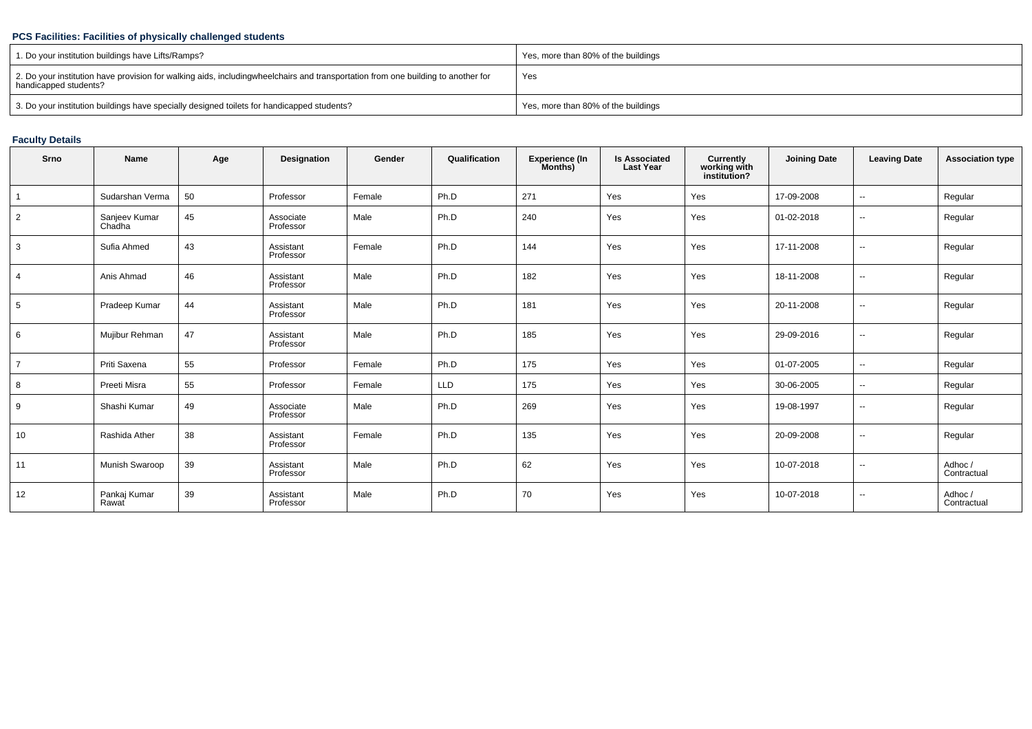### PCS Facilities: Facilities of physically challenged students

| | |
|---|---|
| 1. Do your institution buildings have Lifts/Ramps? | Yes, more than 80% of the buildings |
| 2. Do your institution have provision for walking aids, includingwheelchairs and transportation from one building to another for handicapped students? | Yes |
| 3. Do your institution buildings have specially designed toilets for handicapped students? | Yes, more than 80% of the buildings |

### Faculty Details

| Srno | Name | Age | Designation | Gender | Qualification | Experience (In Months) | Is Associated Last Year | Currently working with institution? | Joining Date | Leaving Date | Association type |
|---|---|---|---|---|---|---|---|---|---|---|---|
| 1 | Sudarshan Verma | 50 | Professor | Female | Ph.D | 271 | Yes | Yes | 17-09-2008 | -- | Regular |
| 2 | Sanjeev Kumar Chadha | 45 | Associate Professor | Male | Ph.D | 240 | Yes | Yes | 01-02-2018 | -- | Regular |
| 3 | Sufia Ahmed | 43 | Assistant Professor | Female | Ph.D | 144 | Yes | Yes | 17-11-2008 | -- | Regular |
| 4 | Anis Ahmad | 46 | Assistant Professor | Male | Ph.D | 182 | Yes | Yes | 18-11-2008 | -- | Regular |
| 5 | Pradeep Kumar | 44 | Assistant Professor | Male | Ph.D | 181 | Yes | Yes | 20-11-2008 | -- | Regular |
| 6 | Mujibur Rehman | 47 | Assistant Professor | Male | Ph.D | 185 | Yes | Yes | 29-09-2016 | -- | Regular |
| 7 | Priti Saxena | 55 | Professor | Female | Ph.D | 175 | Yes | Yes | 01-07-2005 | -- | Regular |
| 8 | Preeti Misra | 55 | Professor | Female | LLD | 175 | Yes | Yes | 30-06-2005 | -- | Regular |
| 9 | Shashi Kumar | 49 | Associate Professor | Male | Ph.D | 269 | Yes | Yes | 19-08-1997 | -- | Regular |
| 10 | Rashida Ather | 38 | Assistant Professor | Female | Ph.D | 135 | Yes | Yes | 20-09-2008 | -- | Regular |
| 11 | Munish Swaroop | 39 | Assistant Professor | Male | Ph.D | 62 | Yes | Yes | 10-07-2018 | -- | Adhoc / Contractual |
| 12 | Pankaj Kumar Rawat | 39 | Assistant Professor | Male | Ph.D | 70 | Yes | Yes | 10-07-2018 | -- | Adhoc / Contractual |